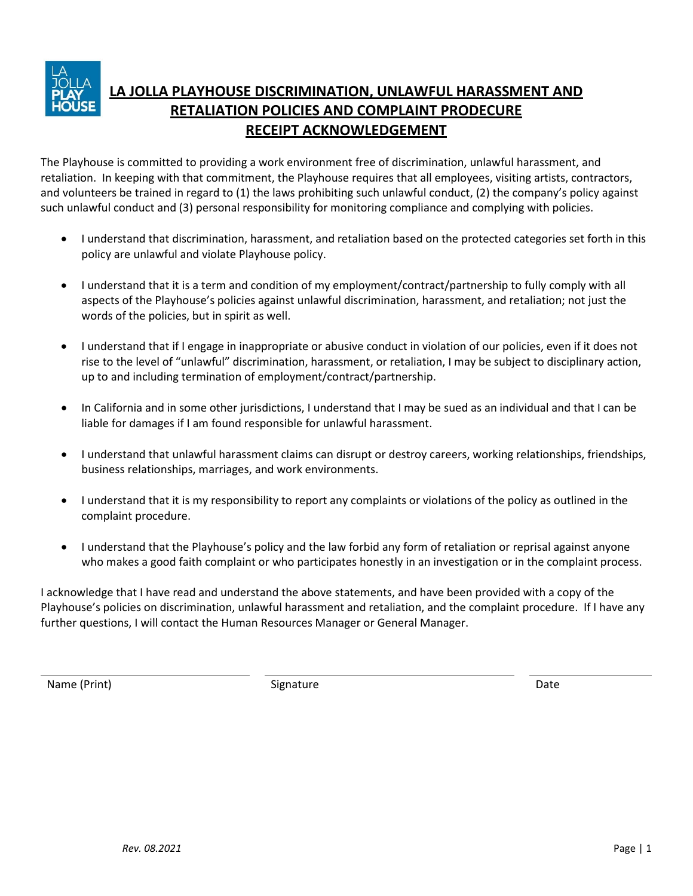# LA JOLLA PLAYHOUSE DISCRIMINATION, UNLAWFUL HARASSMENT AND RETALIATION POLICIES AND COMPLAINT PRODECURE RECEIPT ACKNOWLEDGEMENT

The Playhouse is committed to providing a work environment free of discrimination, unlawful harassment, and retaliation. In keeping with that commitment, the Playhouse requires that all employees, visiting artists, contractors, and volunteers be trained in regard to (1) the laws prohibiting such unlawful conduct, (2) the company's policy against such unlawful conduct and (3) personal responsibility for monitoring compliance and complying with policies.

- I understand that discrimination, harassment, and retaliation based on the protected categories set forth in this policy are unlawful and violate Playhouse policy.
- I understand that it is a term and condition of my employment/contract/partnership to fully comply with all aspects of the Playhouse's policies against unlawful discrimination, harassment, and retaliation; not just the words of the policies, but in spirit as well.
- I understand that if I engage in inappropriate or abusive conduct in violation of our policies, even if it does not rise to the level of "unlawful" discrimination, harassment, or retaliation, I may be subject to disciplinary action, up to and including termination of employment/contract/partnership.
- In California and in some other jurisdictions, I understand that I may be sued as an individual and that I can be liable for damages if I am found responsible for unlawful harassment.
- I understand that unlawful harassment claims can disrupt or destroy careers, working relationships, friendships, business relationships, marriages, and work environments.
- I understand that it is my responsibility to report any complaints or violations of the policy as outlined in the complaint procedure.
- I understand that the Playhouse's policy and the law forbid any form of retaliation or reprisal against anyone who makes a good faith complaint or who participates honestly in an investigation or in the complaint process.

I acknowledge that I have read and understand the above statements, and have been provided with a copy of the Playhouse's policies on discrimination, unlawful harassment and retaliation, and the complaint procedure. If I have any further questions, I will contact the Human Resources Manager or General Manager.

| Name (Print) | Signature | Date |
|---|---|---|
| | | |

*Rev. 08.2021*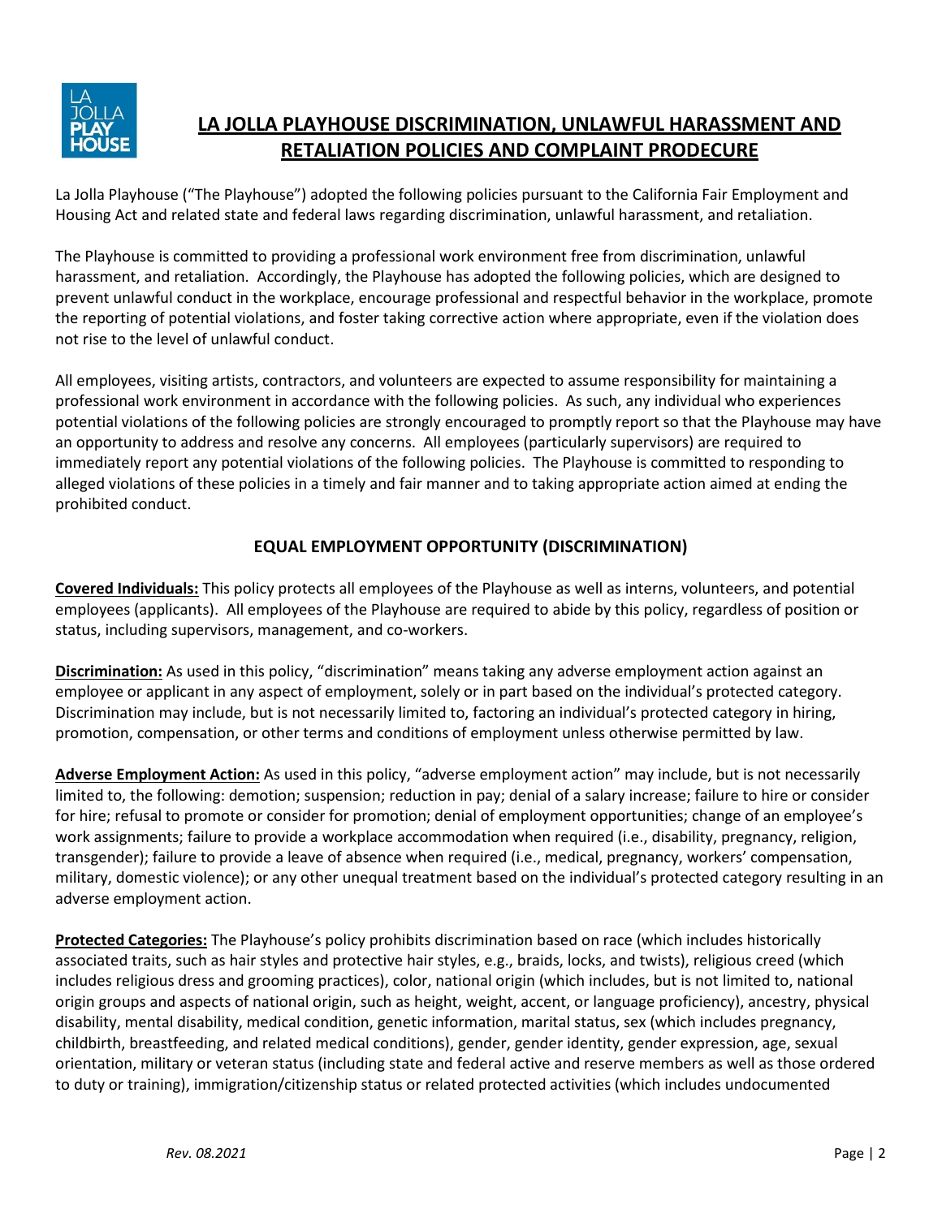# LA JOLLA PLAYHOUSE DISCRIMINATION, UNLAWFUL HARASSMENT AND RETALIATION POLICIES AND COMPLAINT PRODECURE

La Jolla Playhouse ("The Playhouse") adopted the following policies pursuant to the California Fair Employment and Housing Act and related state and federal laws regarding discrimination, unlawful harassment, and retaliation.

The Playhouse is committed to providing a professional work environment free from discrimination, unlawful harassment, and retaliation. Accordingly, the Playhouse has adopted the following policies, which are designed to prevent unlawful conduct in the workplace, encourage professional and respectful behavior in the workplace, promote the reporting of potential violations, and foster taking corrective action where appropriate, even if the violation does not rise to the level of unlawful conduct.

All employees, visiting artists, contractors, and volunteers are expected to assume responsibility for maintaining a professional work environment in accordance with the following policies. As such, any individual who experiences potential violations of the following policies are strongly encouraged to promptly report so that the Playhouse may have an opportunity to address and resolve any concerns. All employees (particularly supervisors) are required to immediately report any potential violations of the following policies. The Playhouse is committed to responding to alleged violations of these policies in a timely and fair manner and to taking appropriate action aimed at ending the prohibited conduct.

## EQUAL EMPLOYMENT OPPORTUNITY (DISCRIMINATION)

**Covered Individuals:** This policy protects all employees of the Playhouse as well as interns, volunteers, and potential employees (applicants). All employees of the Playhouse are required to abide by this policy, regardless of position or status, including supervisors, management, and co-workers.

**Discrimination:** As used in this policy, "discrimination" means taking any adverse employment action against an employee or applicant in any aspect of employment, solely or in part based on the individual's protected category. Discrimination may include, but is not necessarily limited to, factoring an individual's protected category in hiring, promotion, compensation, or other terms and conditions of employment unless otherwise permitted by law.

**Adverse Employment Action:** As used in this policy, "adverse employment action" may include, but is not necessarily limited to, the following: demotion; suspension; reduction in pay; denial of a salary increase; failure to hire or consider for hire; refusal to promote or consider for promotion; denial of employment opportunities; change of an employee's work assignments; failure to provide a workplace accommodation when required (i.e., disability, pregnancy, religion, transgender); failure to provide a leave of absence when required (i.e., medical, pregnancy, workers' compensation, military, domestic violence); or any other unequal treatment based on the individual's protected category resulting in an adverse employment action.

**Protected Categories:** The Playhouse's policy prohibits discrimination based on race (which includes historically associated traits, such as hair styles and protective hair styles, e.g., braids, locks, and twists), religious creed (which includes religious dress and grooming practices), color, national origin (which includes, but is not limited to, national origin groups and aspects of national origin, such as height, weight, accent, or language proficiency), ancestry, physical disability, mental disability, medical condition, genetic information, marital status, sex (which includes pregnancy, childbirth, breastfeeding, and related medical conditions), gender, gender identity, gender expression, age, sexual orientation, military or veteran status (including state and federal active and reserve members as well as those ordered to duty or training), immigration/citizenship status or related protected activities (which includes undocumented

*Rev. 08.2021*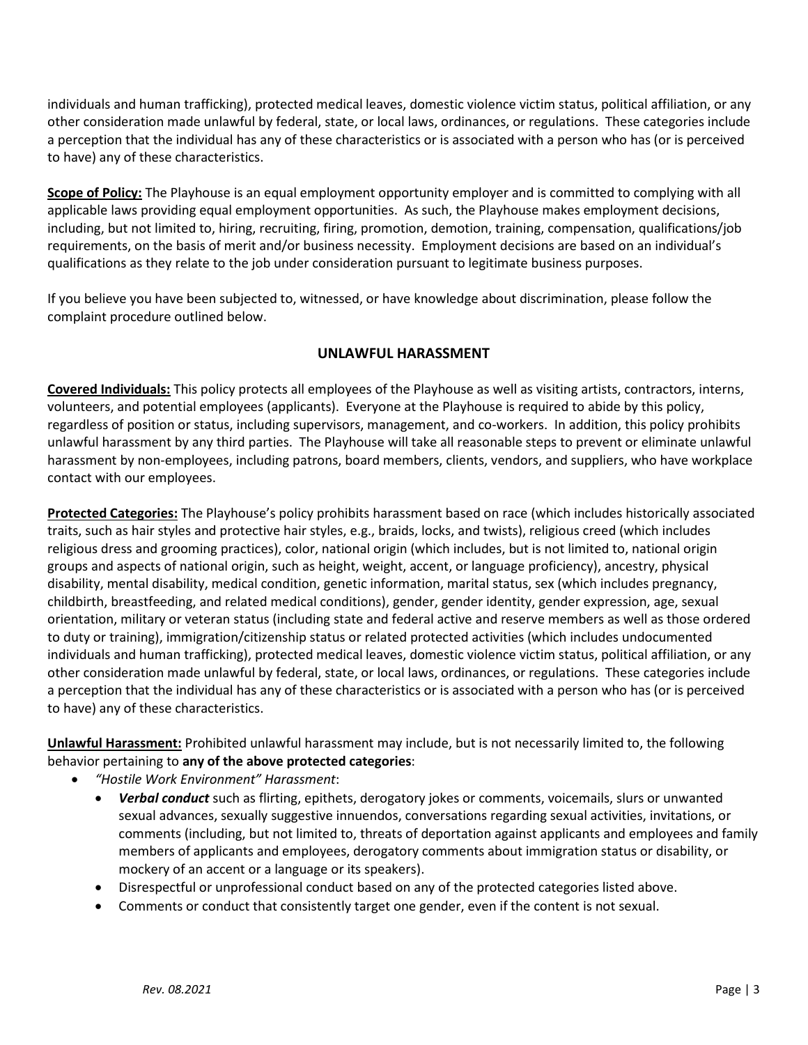individuals and human trafficking), protected medical leaves, domestic violence victim status, political affiliation, or any other consideration made unlawful by federal, state, or local laws, ordinances, or regulations. These categories include a perception that the individual has any of these characteristics or is associated with a person who has (or is perceived to have) any of these characteristics.

**Scope of Policy:** The Playhouse is an equal employment opportunity employer and is committed to complying with all applicable laws providing equal employment opportunities. As such, the Playhouse makes employment decisions, including, but not limited to, hiring, recruiting, firing, promotion, demotion, training, compensation, qualifications/job requirements, on the basis of merit and/or business necessity. Employment decisions are based on an individual's qualifications as they relate to the job under consideration pursuant to legitimate business purposes.

If you believe you have been subjected to, witnessed, or have knowledge about discrimination, please follow the complaint procedure outlined below.

## UNLAWFUL HARASSMENT

**Covered Individuals:** This policy protects all employees of the Playhouse as well as visiting artists, contractors, interns, volunteers, and potential employees (applicants). Everyone at the Playhouse is required to abide by this policy, regardless of position or status, including supervisors, management, and co-workers. In addition, this policy prohibits unlawful harassment by any third parties. The Playhouse will take all reasonable steps to prevent or eliminate unlawful harassment by non-employees, including patrons, board members, clients, vendors, and suppliers, who have workplace contact with our employees.

**Protected Categories:** The Playhouse's policy prohibits harassment based on race (which includes historically associated traits, such as hair styles and protective hair styles, e.g., braids, locks, and twists), religious creed (which includes religious dress and grooming practices), color, national origin (which includes, but is not limited to, national origin groups and aspects of national origin, such as height, weight, accent, or language proficiency), ancestry, physical disability, mental disability, medical condition, genetic information, marital status, sex (which includes pregnancy, childbirth, breastfeeding, and related medical conditions), gender, gender identity, gender expression, age, sexual orientation, military or veteran status (including state and federal active and reserve members as well as those ordered to duty or training), immigration/citizenship status or related protected activities (which includes undocumented individuals and human trafficking), protected medical leaves, domestic violence victim status, political affiliation, or any other consideration made unlawful by federal, state, or local laws, ordinances, or regulations. These categories include a perception that the individual has any of these characteristics or is associated with a person who has (or is perceived to have) any of these characteristics.

**Unlawful Harassment:** Prohibited unlawful harassment may include, but is not necessarily limited to, the following behavior pertaining to **any of the above protected categories**:

- *"Hostile Work Environment" Harassment*:
  - ***Verbal conduct*** such as flirting, epithets, derogatory jokes or comments, voicemails, slurs or unwanted sexual advances, sexually suggestive innuendos, conversations regarding sexual activities, invitations, or comments (including, but not limited to, threats of deportation against applicants and employees and family members of applicants and employees, derogatory comments about immigration status or disability, or mockery of an accent or a language or its speakers).
  - Disrespectful or unprofessional conduct based on any of the protected categories listed above.
  - Comments or conduct that consistently target one gender, even if the content is not sexual.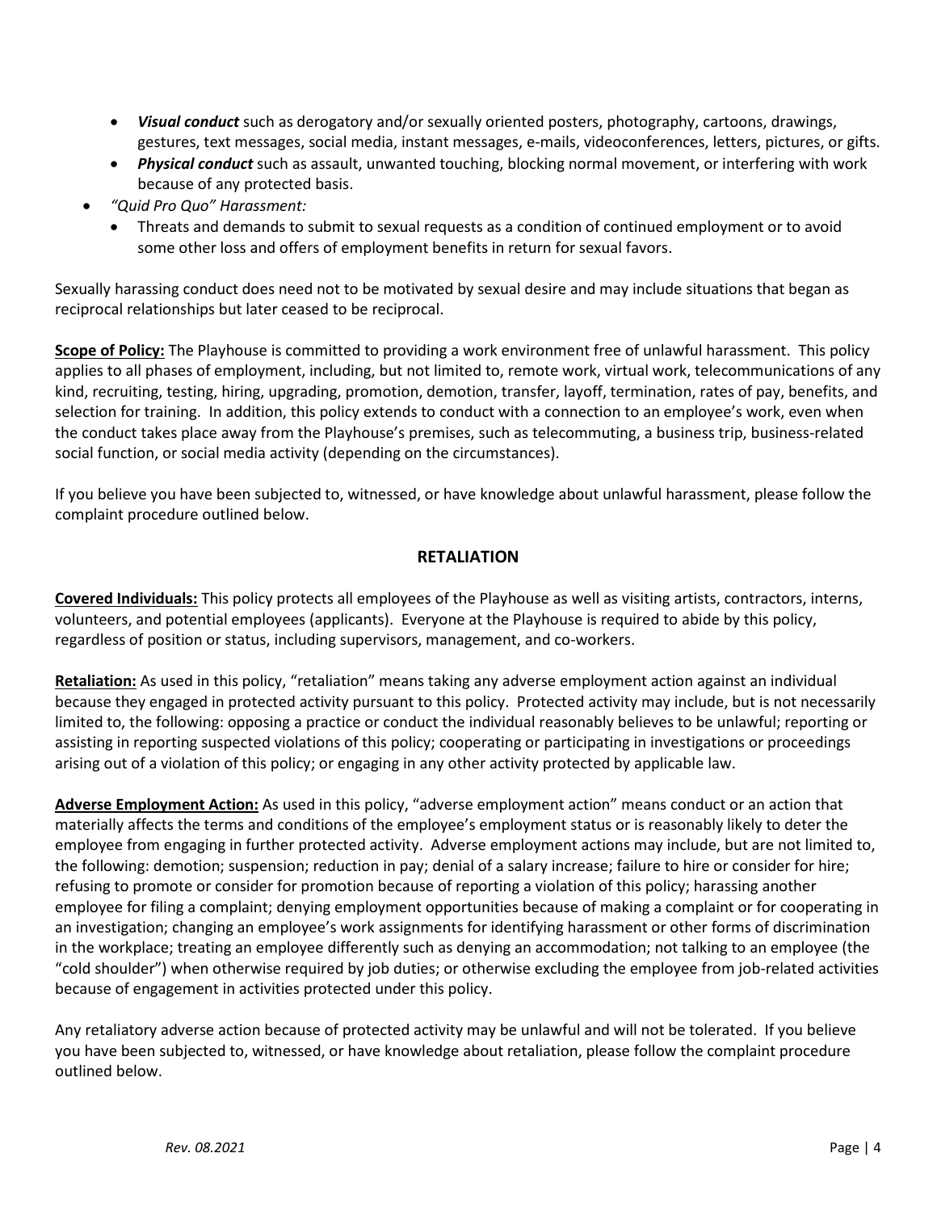- ***Visual conduct*** such as derogatory and/or sexually oriented posters, photography, cartoons, drawings, gestures, text messages, social media, instant messages, e-mails, videoconferences, letters, pictures, or gifts.
    - ***Physical conduct*** such as assault, unwanted touching, blocking normal movement, or interfering with work because of any protected basis.
- *"Quid Pro Quo" Harassment:*
    - Threats and demands to submit to sexual requests as a condition of continued employment or to avoid some other loss and offers of employment benefits in return for sexual favors.

Sexually harassing conduct does need not to be motivated by sexual desire and may include situations that began as reciprocal relationships but later ceased to be reciprocal.

**Scope of Policy:** The Playhouse is committed to providing a work environment free of unlawful harassment. This policy applies to all phases of employment, including, but not limited to, remote work, virtual work, telecommunications of any kind, recruiting, testing, hiring, upgrading, promotion, demotion, transfer, layoff, termination, rates of pay, benefits, and selection for training. In addition, this policy extends to conduct with a connection to an employee's work, even when the conduct takes place away from the Playhouse's premises, such as telecommuting, a business trip, business-related social function, or social media activity (depending on the circumstances).

If you believe you have been subjected to, witnessed, or have knowledge about unlawful harassment, please follow the complaint procedure outlined below.

## RETALIATION

**Covered Individuals:** This policy protects all employees of the Playhouse as well as visiting artists, contractors, interns, volunteers, and potential employees (applicants). Everyone at the Playhouse is required to abide by this policy, regardless of position or status, including supervisors, management, and co-workers.

**Retaliation:** As used in this policy, "retaliation" means taking any adverse employment action against an individual because they engaged in protected activity pursuant to this policy. Protected activity may include, but is not necessarily limited to, the following: opposing a practice or conduct the individual reasonably believes to be unlawful; reporting or assisting in reporting suspected violations of this policy; cooperating or participating in investigations or proceedings arising out of a violation of this policy; or engaging in any other activity protected by applicable law.

**Adverse Employment Action:** As used in this policy, "adverse employment action" means conduct or an action that materially affects the terms and conditions of the employee's employment status or is reasonably likely to deter the employee from engaging in further protected activity. Adverse employment actions may include, but are not limited to, the following: demotion; suspension; reduction in pay; denial of a salary increase; failure to hire or consider for hire; refusing to promote or consider for promotion because of reporting a violation of this policy; harassing another employee for filing a complaint; denying employment opportunities because of making a complaint or for cooperating in an investigation; changing an employee's work assignments for identifying harassment or other forms of discrimination in the workplace; treating an employee differently such as denying an accommodation; not talking to an employee (the "cold shoulder") when otherwise required by job duties; or otherwise excluding the employee from job-related activities because of engagement in activities protected under this policy.

Any retaliatory adverse action because of protected activity may be unlawful and will not be tolerated. If you believe you have been subjected to, witnessed, or have knowledge about retaliation, please follow the complaint procedure outlined below.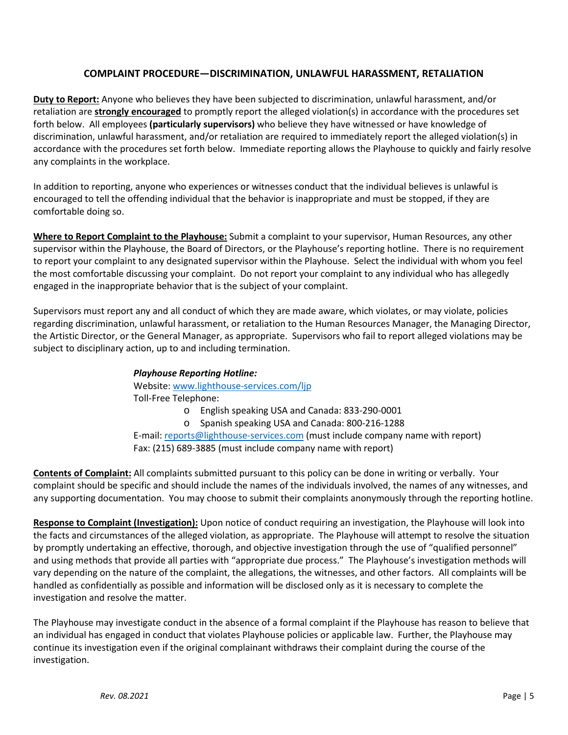## COMPLAINT PROCEDURE—DISCRIMINATION, UNLAWFUL HARASSMENT, RETALIATION

**Duty to Report:** Anyone who believes they have been subjected to discrimination, unlawful harassment, and/or retaliation are **strongly encouraged** to promptly report the alleged violation(s) in accordance with the procedures set forth below. All employees **(particularly supervisors)** who believe they have witnessed or have knowledge of discrimination, unlawful harassment, and/or retaliation are required to immediately report the alleged violation(s) in accordance with the procedures set forth below. Immediate reporting allows the Playhouse to quickly and fairly resolve any complaints in the workplace.

In addition to reporting, anyone who experiences or witnesses conduct that the individual believes is unlawful is encouraged to tell the offending individual that the behavior is inappropriate and must be stopped, if they are comfortable doing so.

**Where to Report Complaint to the Playhouse:** Submit a complaint to your supervisor, Human Resources, any other supervisor within the Playhouse, the Board of Directors, or the Playhouse's reporting hotline. There is no requirement to report your complaint to any designated supervisor within the Playhouse. Select the individual with whom you feel the most comfortable discussing your complaint. Do not report your complaint to any individual who has allegedly engaged in the inappropriate behavior that is the subject of your complaint.

Supervisors must report any and all conduct of which they are made aware, which violates, or may violate, policies regarding discrimination, unlawful harassment, or retaliation to the Human Resources Manager, the Managing Director, the Artistic Director, or the General Manager, as appropriate. Supervisors who fail to report alleged violations may be subject to disciplinary action, up to and including termination.

***Playhouse Reporting Hotline:***

Website: www.lighthouse-services.com/ljp

Toll-Free Telephone:

- English speaking USA and Canada: 833-290-0001
- Spanish speaking USA and Canada: 800-216-1288

E-mail: reports@lighthouse-services.com (must include company name with report)

Fax: (215) 689-3885 (must include company name with report)

**Contents of Complaint:** All complaints submitted pursuant to this policy can be done in writing or verbally. Your complaint should be specific and should include the names of the individuals involved, the names of any witnesses, and any supporting documentation. You may choose to submit their complaints anonymously through the reporting hotline.

**Response to Complaint (Investigation):** Upon notice of conduct requiring an investigation, the Playhouse will look into the facts and circumstances of the alleged violation, as appropriate. The Playhouse will attempt to resolve the situation by promptly undertaking an effective, thorough, and objective investigation through the use of "qualified personnel" and using methods that provide all parties with "appropriate due process." The Playhouse's investigation methods will vary depending on the nature of the complaint, the allegations, the witnesses, and other factors. All complaints will be handled as confidentially as possible and information will be disclosed only as it is necessary to complete the investigation and resolve the matter.

The Playhouse may investigate conduct in the absence of a formal complaint if the Playhouse has reason to believe that an individual has engaged in conduct that violates Playhouse policies or applicable law. Further, the Playhouse may continue its investigation even if the original complainant withdraws their complaint during the course of the investigation.

*Rev. 08.2021*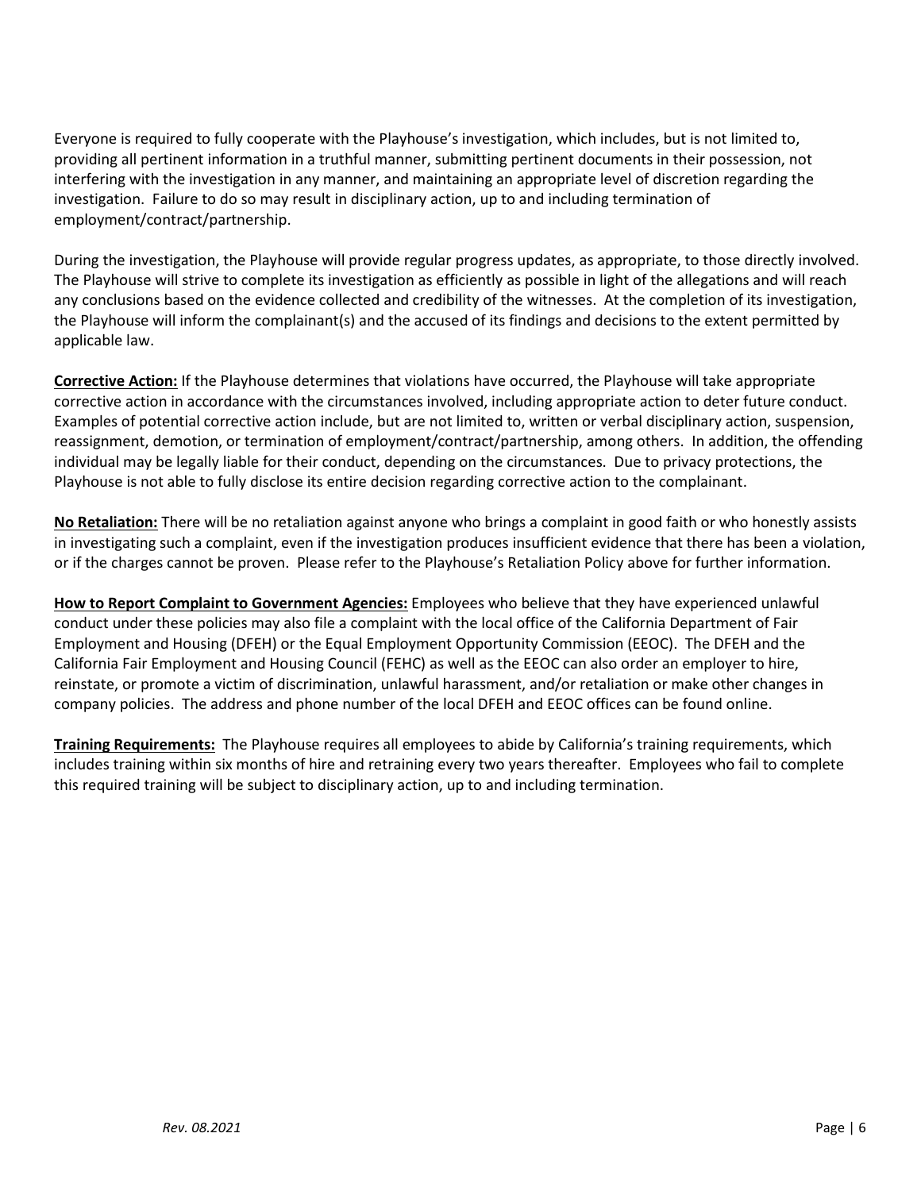Everyone is required to fully cooperate with the Playhouse's investigation, which includes, but is not limited to, providing all pertinent information in a truthful manner, submitting pertinent documents in their possession, not interfering with the investigation in any manner, and maintaining an appropriate level of discretion regarding the investigation. Failure to do so may result in disciplinary action, up to and including termination of employment/contract/partnership.

During the investigation, the Playhouse will provide regular progress updates, as appropriate, to those directly involved. The Playhouse will strive to complete its investigation as efficiently as possible in light of the allegations and will reach any conclusions based on the evidence collected and credibility of the witnesses. At the completion of its investigation, the Playhouse will inform the complainant(s) and the accused of its findings and decisions to the extent permitted by applicable law.

**Corrective Action:** If the Playhouse determines that violations have occurred, the Playhouse will take appropriate corrective action in accordance with the circumstances involved, including appropriate action to deter future conduct. Examples of potential corrective action include, but are not limited to, written or verbal disciplinary action, suspension, reassignment, demotion, or termination of employment/contract/partnership, among others. In addition, the offending individual may be legally liable for their conduct, depending on the circumstances. Due to privacy protections, the Playhouse is not able to fully disclose its entire decision regarding corrective action to the complainant.

**No Retaliation:** There will be no retaliation against anyone who brings a complaint in good faith or who honestly assists in investigating such a complaint, even if the investigation produces insufficient evidence that there has been a violation, or if the charges cannot be proven. Please refer to the Playhouse's Retaliation Policy above for further information.

**How to Report Complaint to Government Agencies:** Employees who believe that they have experienced unlawful conduct under these policies may also file a complaint with the local office of the California Department of Fair Employment and Housing (DFEH) or the Equal Employment Opportunity Commission (EEOC). The DFEH and the California Fair Employment and Housing Council (FEHC) as well as the EEOC can also order an employer to hire, reinstate, or promote a victim of discrimination, unlawful harassment, and/or retaliation or make other changes in company policies. The address and phone number of the local DFEH and EEOC offices can be found online.

**Training Requirements:** The Playhouse requires all employees to abide by California's training requirements, which includes training within six months of hire and retraining every two years thereafter. Employees who fail to complete this required training will be subject to disciplinary action, up to and including termination.

*Rev. 08.2021*